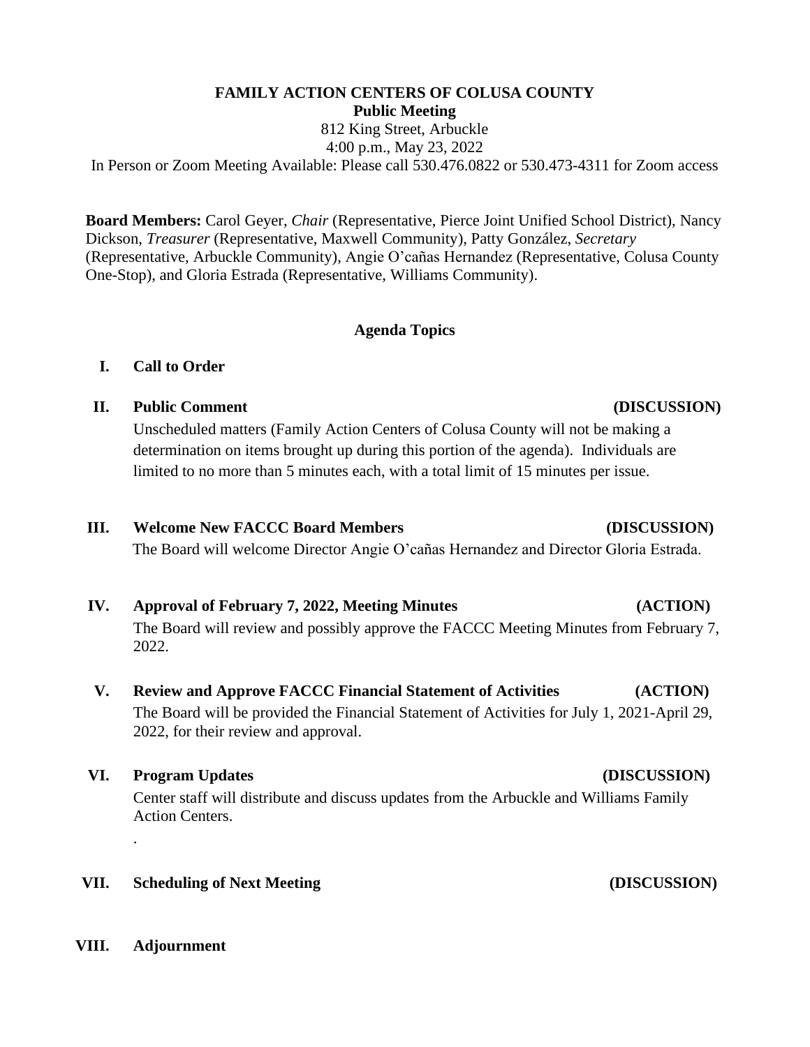# FAMILY ACTION CENTERS OF COLUSA COUNTY

## Public Meeting

812 King Street, Arbuckle

4:00 p.m., May 23, 2022

In Person or Zoom Meeting Available: Please call 530.476.0822 or 530.473-4311 for Zoom access

**Board Members:** Carol Geyer, *Chair* (Representative, Pierce Joint Unified School District), Nancy Dickson, *Treasurer* (Representative, Maxwell Community), Patty González, *Secretary* (Representative, Arbuckle Community), Angie O'cañas Hernandez (Representative, Colusa County One-Stop), and Gloria Estrada (Representative, Williams Community).

## Agenda Topics

**I. Call to Order**

**II. Public Comment (DISCUSSION)**

Unscheduled matters (Family Action Centers of Colusa County will not be making a determination on items brought up during this portion of the agenda). Individuals are limited to no more than 5 minutes each, with a total limit of 15 minutes per issue.

**III. Welcome New FACCC Board Members (DISCUSSION)**

The Board will welcome Director Angie O'cañas Hernandez and Director Gloria Estrada.

**IV. Approval of February 7, 2022, Meeting Minutes (ACTION)**

The Board will review and possibly approve the FACCC Meeting Minutes from February 7, 2022.

**V. Review and Approve FACCC Financial Statement of Activities (ACTION)**

The Board will be provided the Financial Statement of Activities for July 1, 2021-April 29, 2022, for their review and approval.

**VI. Program Updates (DISCUSSION)**

Center staff will distribute and discuss updates from the Arbuckle and Williams Family Action Centers.

.

**VII. Scheduling of Next Meeting (DISCUSSION)**

**VIII. Adjournment**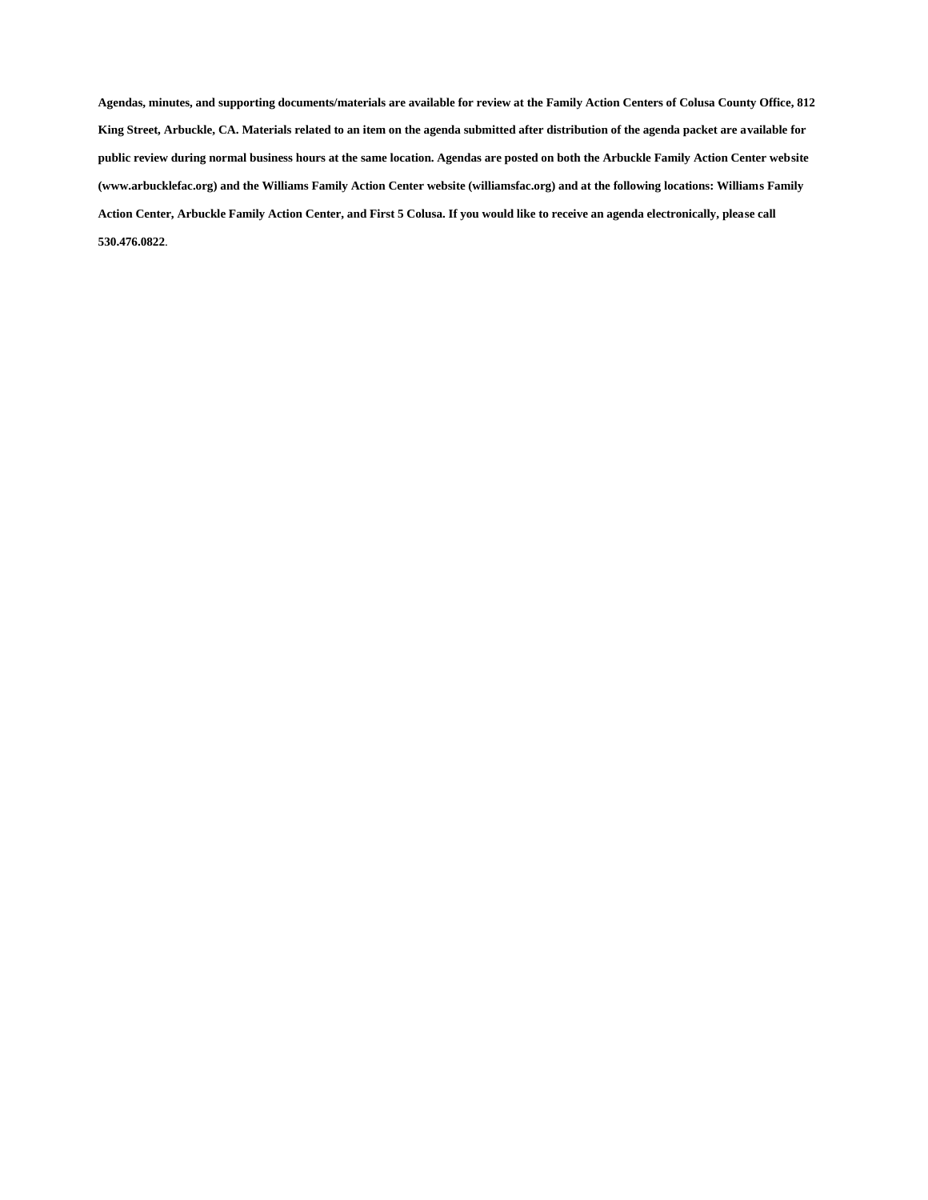**Agendas, minutes, and supporting documents/materials are available for review at the Family Action Centers of Colusa County Office, 812 King Street, Arbuckle, CA. Materials related to an item on the agenda submitted after distribution of the agenda packet are available for public review during normal business hours at the same location. Agendas are posted on both the Arbuckle Family Action Center website (www.arbucklefac.org) and the Williams Family Action Center website (williamsfac.org) and at the following locations: Williams Family Action Center, Arbuckle Family Action Center, and First 5 Colusa. If you would like to receive an agenda electronically, please call 530.476.0822**.